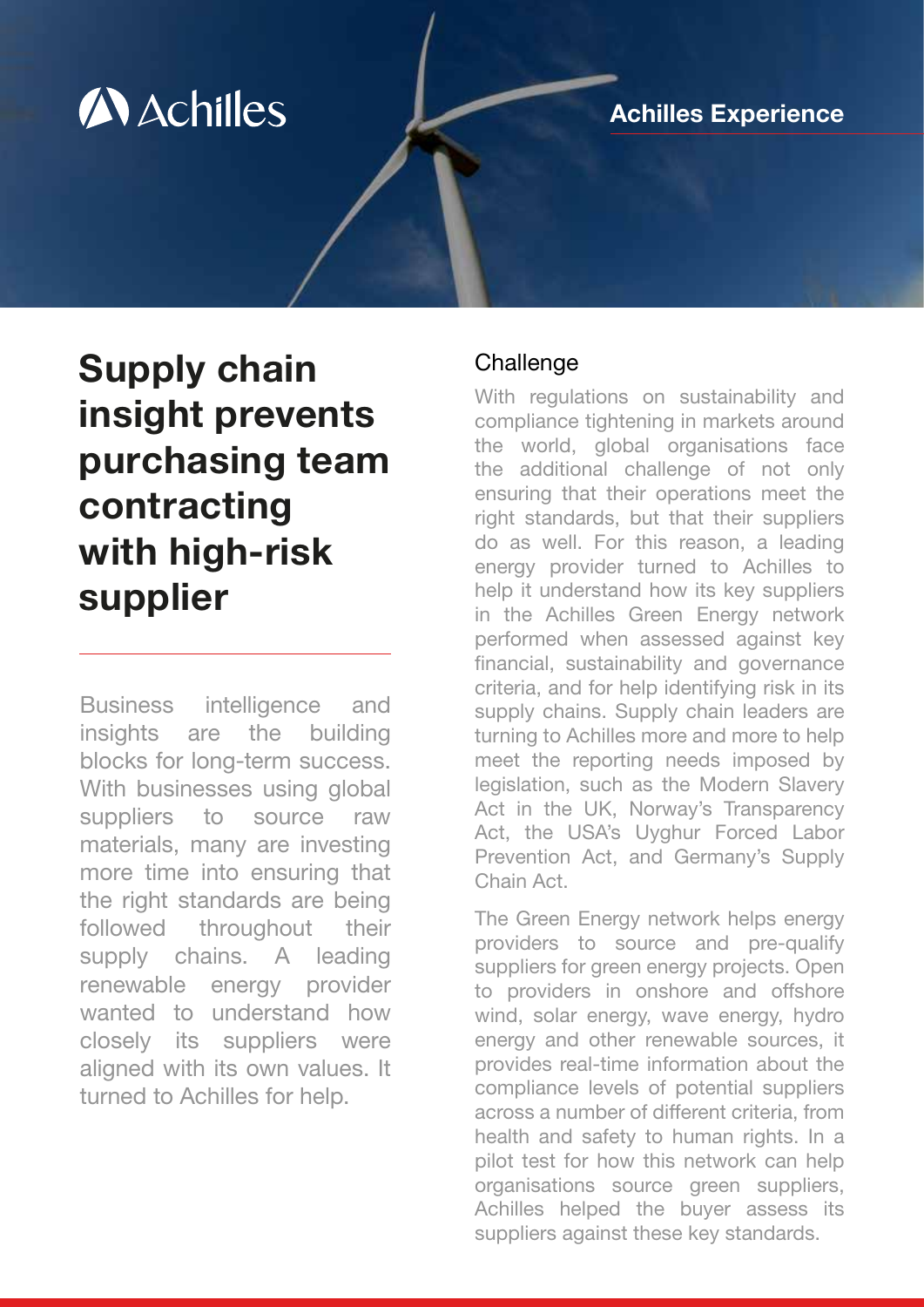Achilles

Achilles Experience

# Supply chain insight prevents purchasing team contracting with high-risk supplier

Business intelligence and insights are the building blocks for long-term success. With businesses using global suppliers to source raw materials, many are investing more time into ensuring that the right standards are being followed throughout their supply chains. A leading renewable energy provider wanted to understand how closely its suppliers were aligned with its own values. It turned to Achilles for help.

## Challenge

With regulations on sustainability and compliance tightening in markets around the world, global organisations face the additional challenge of not only ensuring that their operations meet the right standards, but that their suppliers do as well. For this reason, a leading energy provider turned to Achilles to help it understand how its key suppliers in the Achilles Green Energy network performed when assessed against key financial, sustainability and governance criteria, and for help identifying risk in its supply chains. Supply chain leaders are turning to Achilles more and more to help meet the reporting needs imposed by legislation, such as the Modern Slavery Act in the UK, Norway's Transparency Act, the USA's Uyghur Forced Labor Prevention Act, and Germany's Supply Chain Act.

The Green Energy network helps energy providers to source and pre-qualify suppliers for green energy projects. Open to providers in onshore and offshore wind, solar energy, wave energy, hydro energy and other renewable sources, it provides real-time information about the compliance levels of potential suppliers across a number of different criteria, from health and safety to human rights. In a pilot test for how this network can help organisations source green suppliers, Achilles helped the buyer assess its suppliers against these key standards.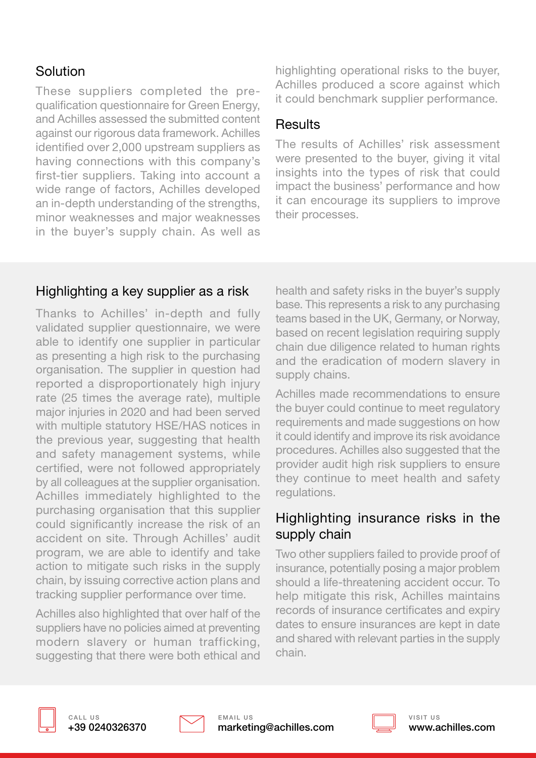## Solution

These suppliers completed the pre-qualification questionnaire for Green Energy, and Achilles assessed the submitted content against our rigorous data framework. Achilles identified over 2,000 upstream suppliers as having connections with this company's first-tier suppliers. Taking into account a wide range of factors, Achilles developed an in-depth understanding of the strengths, minor weaknesses and major weaknesses in the buyer's supply chain. As well as highlighting operational risks to the buyer, Achilles produced a score against which it could benchmark supplier performance.

## Results

The results of Achilles' risk assessment were presented to the buyer, giving it vital insights into the types of risk that could impact the business' performance and how it can encourage its suppliers to improve their processes.

## Highlighting a key supplier as a risk

Thanks to Achilles' in-depth and fully validated supplier questionnaire, we were able to identify one supplier in particular as presenting a high risk to the purchasing organisation. The supplier in question had reported a disproportionately high injury rate (25 times the average rate), multiple major injuries in 2020 and had been served with multiple statutory HSE/HAS notices in the previous year, suggesting that health and safety management systems, while certified, were not followed appropriately by all colleagues at the supplier organisation. Achilles immediately highlighted to the purchasing organisation that this supplier could significantly increase the risk of an accident on site. Through Achilles' audit program, we are able to identify and take action to mitigate such risks in the supply chain, by issuing corrective action plans and tracking supplier performance over time.

Achilles also highlighted that over half of the suppliers have no policies aimed at preventing modern slavery or human trafficking, suggesting that there were both ethical and health and safety risks in the buyer's supply base. This represents a risk to any purchasing teams based in the UK, Germany, or Norway, based on recent legislation requiring supply chain due diligence related to human rights and the eradication of modern slavery in supply chains.

Achilles made recommendations to ensure the buyer could continue to meet regulatory requirements and made suggestions on how it could identify and improve its risk avoidance procedures. Achilles also suggested that the provider audit high risk suppliers to ensure they continue to meet health and safety regulations.

## Highlighting insurance risks in the supply chain

Two other suppliers failed to provide proof of insurance, potentially posing a major problem should a life-threatening accident occur. To help mitigate this risk, Achilles maintains records of insurance certificates and expiry dates to ensure insurances are kept in date and shared with relevant parties in the supply chain.

CALL US
**+39 0240326370**

EMAIL US
**marketing@achilles.com**

VISIT US
**www.achilles.com**